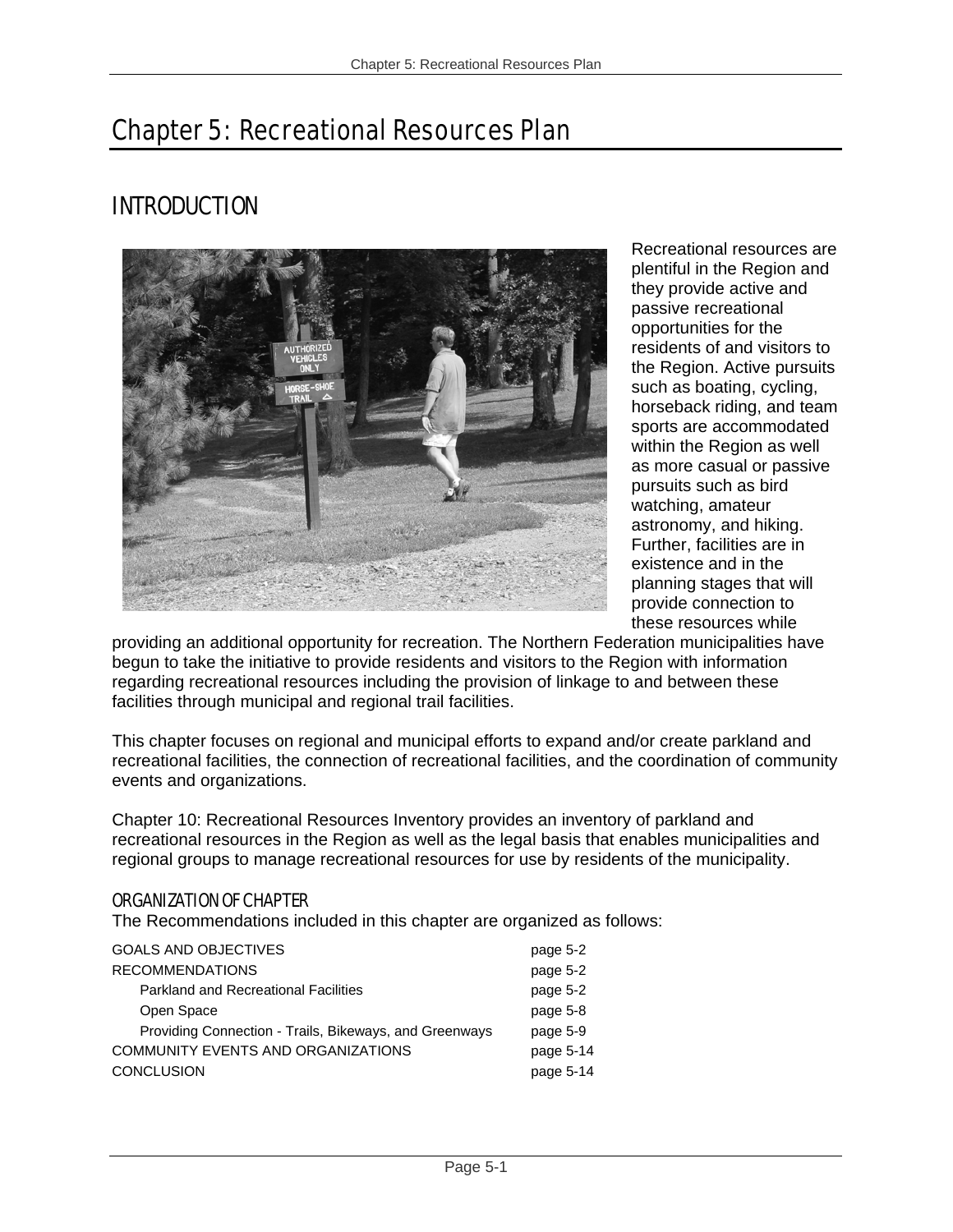# Chapter 5: Recreational Resources Plan

## INTRODUCTION

Recreational resources are plentiful in the Region and they provide active and passive recreational opportunities for the residents of and visitors to the Region. Active pursuits such as boating, cycling, horseback riding, and team sports are accommodated within the Region as well as more casual or passive pursuits such as bird watching, amateur astronomy, and hiking. Further, facilities are in existence and in the planning stages that will provide connection to these resources while providing an additional opportunity for recreation. The Northern Federation municipalities have begun to take the initiative to provide residents and visitors to the Region with information regarding recreational resources including the provision of linkage to and between these facilities through municipal and regional trail facilities.

This chapter focuses on regional and municipal efforts to expand and/or create parkland and recreational facilities, the connection of recreational facilities, and the coordination of community events and organizations.

Chapter 10: Recreational Resources Inventory provides an inventory of parkland and recreational resources in the Region as well as the legal basis that enables municipalities and regional groups to manage recreational resources for use by residents of the municipality.

### ORGANIZATION OF CHAPTER

The Recommendations included in this chapter are organized as follows:

| | |
|---|---|
| GOALS AND OBJECTIVES | page 5-2 |
| RECOMMENDATIONS | page 5-2 |
| Parkland and Recreational Facilities | page 5-2 |
| Open Space | page 5-8 |
| Providing Connection - Trails, Bikeways, and Greenways | page 5-9 |
| COMMUNITY EVENTS AND ORGANIZATIONS | page 5-14 |
| CONCLUSION | page 5-14 |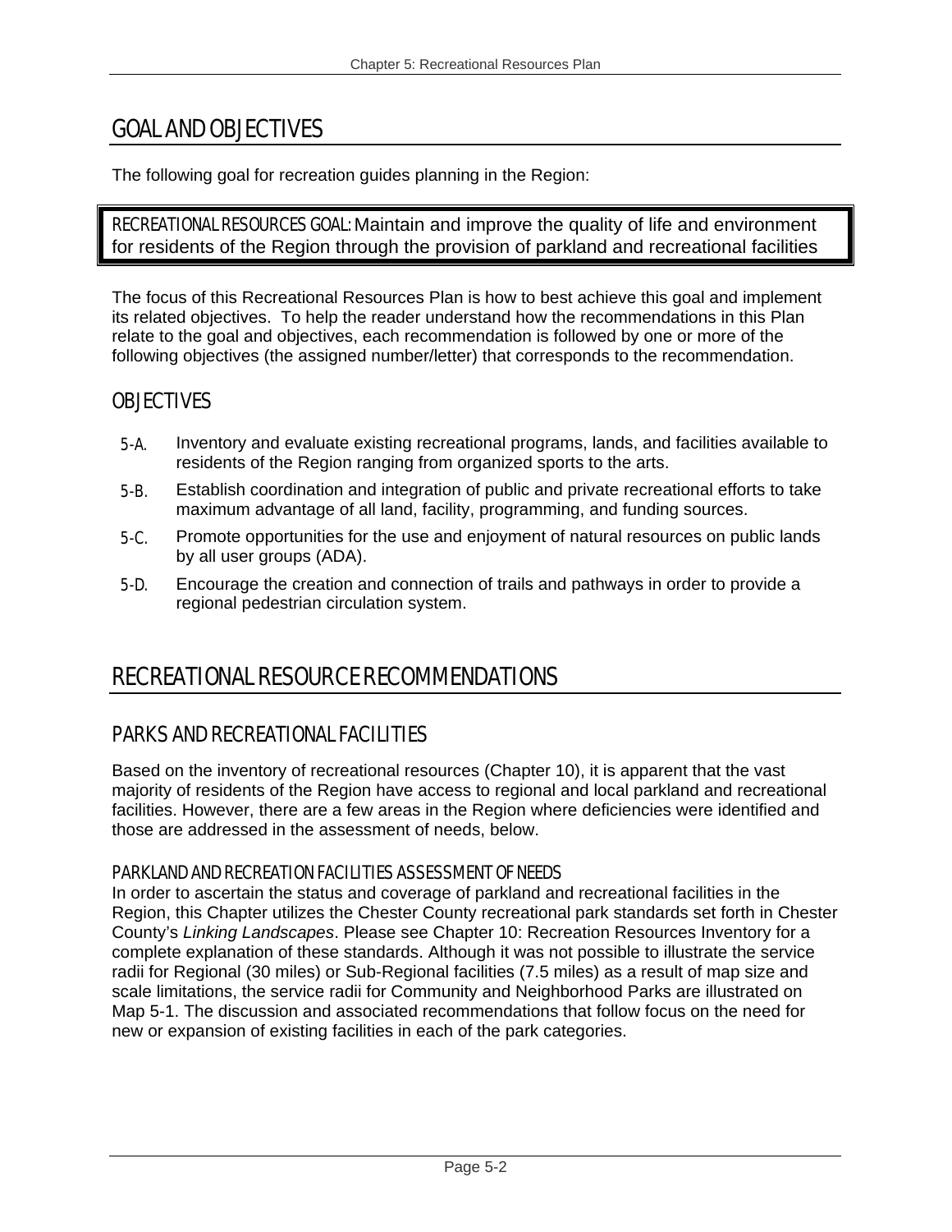# GOAL AND OBJECTIVES

The following goal for recreation guides planning in the Region:

**RECREATIONAL RESOURCES GOAL:** Maintain and improve the quality of life and environment for residents of the Region through the provision of parkland and recreational facilities

The focus of this Recreational Resources Plan is how to best achieve this goal and implement its related objectives. To help the reader understand how the recommendations in this Plan relate to the goal and objectives, each recommendation is followed by one or more of the following objectives (the assigned number/letter) that corresponds to the recommendation.

## OBJECTIVES

- 5-A. Inventory and evaluate existing recreational programs, lands, and facilities available to residents of the Region ranging from organized sports to the arts.
- 5-B. Establish coordination and integration of public and private recreational efforts to take maximum advantage of all land, facility, programming, and funding sources.
- 5-C. Promote opportunities for the use and enjoyment of natural resources on public lands by all user groups (ADA).
- 5-D. Encourage the creation and connection of trails and pathways in order to provide a regional pedestrian circulation system.

# RECREATIONAL RESOURCE RECOMMENDATIONS

## PARKS AND RECREATIONAL FACILITIES

Based on the inventory of recreational resources (Chapter 10), it is apparent that the vast majority of residents of the Region have access to regional and local parkland and recreational facilities. However, there are a few areas in the Region where deficiencies were identified and those are addressed in the assessment of needs, below.

### PARKLAND AND RECREATION FACILITIES ASSESSMENT OF NEEDS

In order to ascertain the status and coverage of parkland and recreational facilities in the Region, this Chapter utilizes the Chester County recreational park standards set forth in Chester County's *Linking Landscapes*. Please see Chapter 10: Recreation Resources Inventory for a complete explanation of these standards. Although it was not possible to illustrate the service radii for Regional (30 miles) or Sub-Regional facilities (7.5 miles) as a result of map size and scale limitations, the service radii for Community and Neighborhood Parks are illustrated on Map 5-1. The discussion and associated recommendations that follow focus on the need for new or expansion of existing facilities in each of the park categories.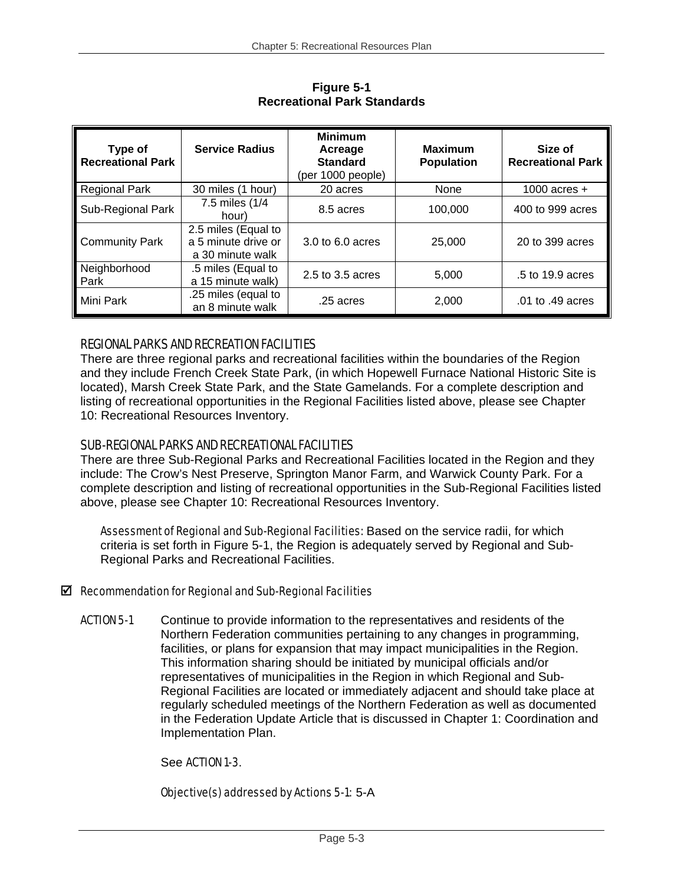**Figure 5-1**
**Recreational Park Standards**

| Type of Recreational Park | Service Radius | Minimum Acreage Standard (per 1000 people) | Maximum Population | Size of Recreational Park |
|---|---|---|---|---|
| Regional Park | 30 miles (1 hour) | 20 acres | None | 1000 acres + |
| Sub-Regional Park | 7.5 miles (1/4 hour) | 8.5 acres | 100,000 | 400 to 999 acres |
| Community Park | 2.5 miles (Equal to a 5 minute drive or a 30 minute walk | 3.0 to 6.0 acres | 25,000 | 20 to 399 acres |
| Neighborhood Park | .5 miles (Equal to a 15 minute walk) | 2.5 to 3.5 acres | 5,000 | .5 to 19.9 acres |
| Mini Park | .25 miles (equal to an 8 minute walk | .25 acres | 2,000 | .01 to .49 acres |

## REGIONAL PARKS AND RECREATION FACILITIES

There are three regional parks and recreational facilities within the boundaries of the Region and they include French Creek State Park, (in which Hopewell Furnace National Historic Site is located), Marsh Creek State Park, and the State Gamelands. For a complete description and listing of recreational opportunities in the Regional Facilities listed above, please see Chapter 10: Recreational Resources Inventory.

## SUB-REGIONAL PARKS AND RECREATIONAL FACILITIES

There are three Sub-Regional Parks and Recreational Facilities located in the Region and they include: The Crow's Nest Preserve, Springton Manor Farm, and Warwick County Park. For a complete description and listing of recreational opportunities in the Sub-Regional Facilities listed above, please see Chapter 10: Recreational Resources Inventory.

*Assessment of Regional and Sub-Regional Facilities*: Based on the service radii, for which criteria is set forth in Figure 5-1, the Region is adequately served by Regional and Sub-Regional Parks and Recreational Facilities.

☑ *Recommendation for Regional and Sub-Regional Facilities*

ACTION 5-1 Continue to provide information to the representatives and residents of the Northern Federation communities pertaining to any changes in programming, facilities, or plans for expansion that may impact municipalities in the Region. This information sharing should be initiated by municipal officials and/or representatives of municipalities in the Region in which Regional and Sub-Regional Facilities are located or immediately adjacent and should take place at regularly scheduled meetings of the Northern Federation as well as documented in the Federation Update Article that is discussed in Chapter 1: Coordination and Implementation Plan.

See ACTION 1-3.

*Objective(s) addressed by Actions 5-1*: 5-A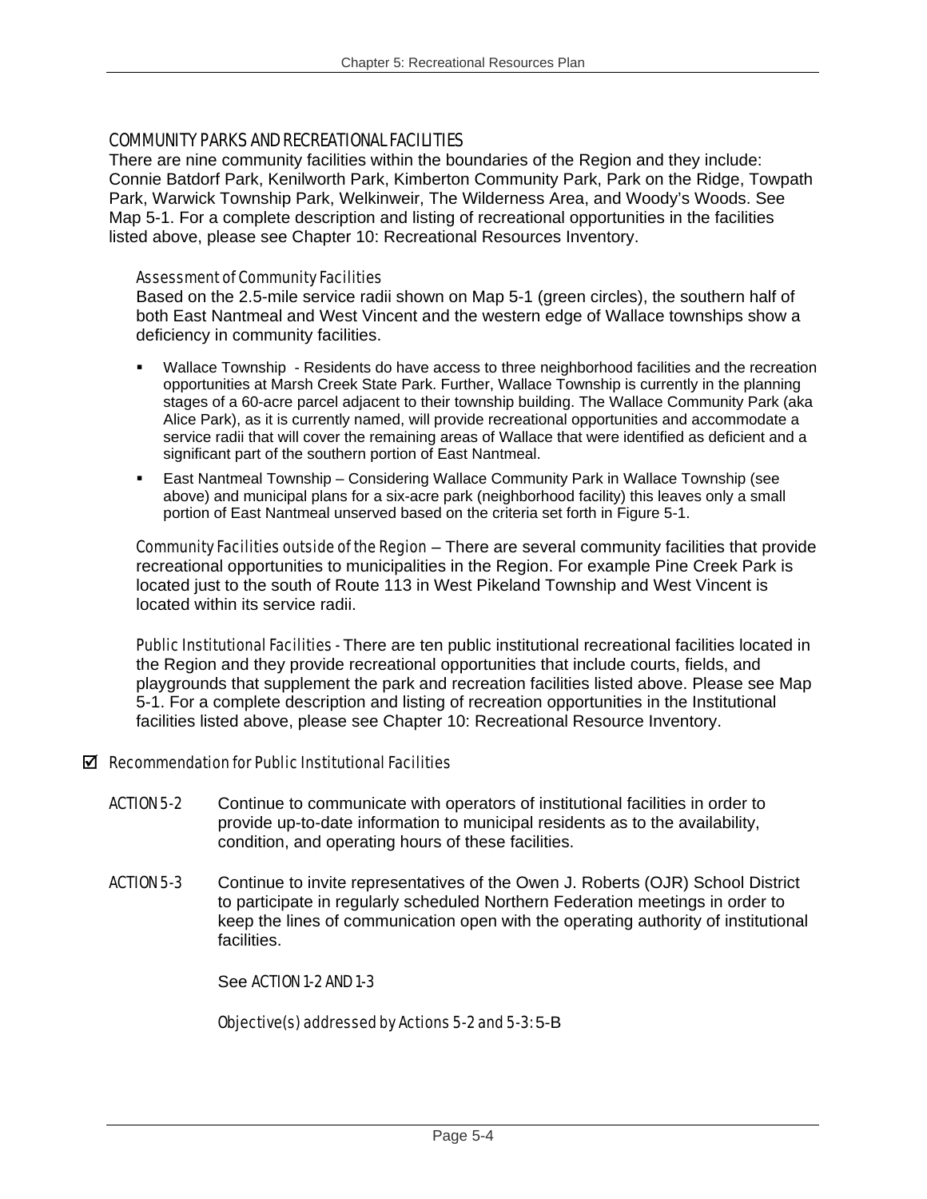## COMMUNITY PARKS AND RECREATIONAL FACILITIES

There are nine community facilities within the boundaries of the Region and they include: Connie Batdorf Park, Kenilworth Park, Kimberton Community Park, Park on the Ridge, Towpath Park, Warwick Township Park, Welkinweir, The Wilderness Area, and Woody's Woods. See Map 5-1. For a complete description and listing of recreational opportunities in the facilities listed above, please see Chapter 10: Recreational Resources Inventory.

### Assessment of Community Facilities

Based on the 2.5-mile service radii shown on Map 5-1 (green circles), the southern half of both East Nantmeal and West Vincent and the western edge of Wallace townships show a deficiency in community facilities.

- Wallace Township - Residents do have access to three neighborhood facilities and the recreation opportunities at Marsh Creek State Park. Further, Wallace Township is currently in the planning stages of a 60-acre parcel adjacent to their township building. The Wallace Community Park (aka Alice Park), as it is currently named, will provide recreational opportunities and accommodate a service radii that will cover the remaining areas of Wallace that were identified as deficient and a significant part of the southern portion of East Nantmeal.
- East Nantmeal Township – Considering Wallace Community Park in Wallace Township (see above) and municipal plans for a six-acre park (neighborhood facility) this leaves only a small portion of East Nantmeal unserved based on the criteria set forth in Figure 5-1.

*Community Facilities outside of the Region* – There are several community facilities that provide recreational opportunities to municipalities in the Region. For example Pine Creek Park is located just to the south of Route 113 in West Pikeland Township and West Vincent is located within its service radii.

*Public Institutional Facilities* - There are ten public institutional recreational facilities located in the Region and they provide recreational opportunities that include courts, fields, and playgrounds that supplement the park and recreation facilities listed above. Please see Map 5-1. For a complete description and listing of recreation opportunities in the Institutional facilities listed above, please see Chapter 10: Recreational Resource Inventory.

### ☑ Recommendation for Public Institutional Facilities

ACTION 5-2 Continue to communicate with operators of institutional facilities in order to provide up-to-date information to municipal residents as to the availability, condition, and operating hours of these facilities.

ACTION 5-3 Continue to invite representatives of the Owen J. Roberts (OJR) School District to participate in regularly scheduled Northern Federation meetings in order to keep the lines of communication open with the operating authority of institutional facilities.

See ACTION 1-2 AND 1-3

*Objective(s) addressed by Actions 5-2 and 5-3: 5-B*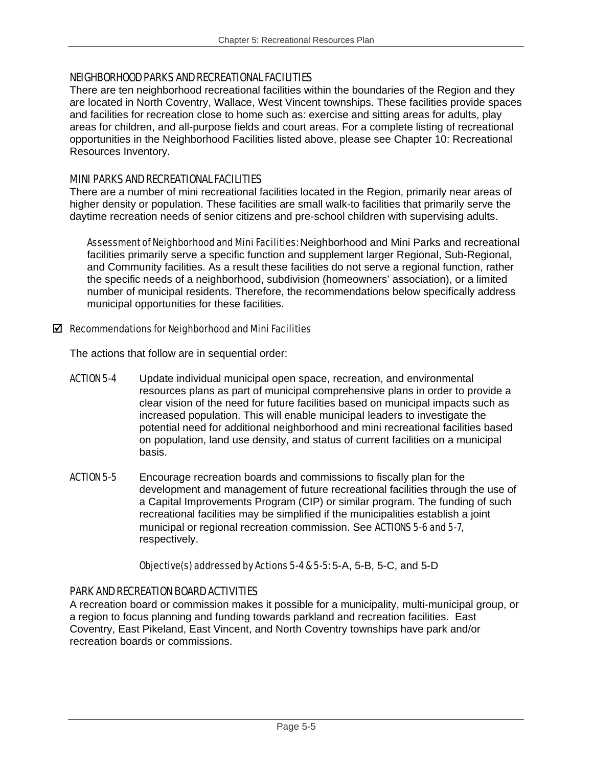## NEIGHBORHOOD PARKS AND RECREATIONAL FACILITIES

There are ten neighborhood recreational facilities within the boundaries of the Region and they are located in North Coventry, Wallace, West Vincent townships. These facilities provide spaces and facilities for recreation close to home such as: exercise and sitting areas for adults, play areas for children, and all-purpose fields and court areas. For a complete listing of recreational opportunities in the Neighborhood Facilities listed above, please see Chapter 10: Recreational Resources Inventory.

## MINI PARKS AND RECREATIONAL FACILITIES

There are a number of mini recreational facilities located in the Region, primarily near areas of higher density or population. These facilities are small walk-to facilities that primarily serve the daytime recreation needs of senior citizens and pre-school children with supervising adults.

> *Assessment of Neighborhood and Mini Facilities:* Neighborhood and Mini Parks and recreational facilities primarily serve a specific function and supplement larger Regional, Sub-Regional, and Community facilities. As a result these facilities do not serve a regional function, rather the specific needs of a neighborhood, subdivision (homeowners' association), or a limited number of municipal residents. Therefore, the recommendations below specifically address municipal opportunities for these facilities.

☑ *Recommendations for Neighborhood and Mini Facilities*

The actions that follow are in sequential order:

**ACTION 5-4** Update individual municipal open space, recreation, and environmental resources plans as part of municipal comprehensive plans in order to provide a clear vision of the need for future facilities based on municipal impacts such as increased population. This will enable municipal leaders to investigate the potential need for additional neighborhood and mini recreational facilities based on population, land use density, and status of current facilities on a municipal basis.

**ACTION 5-5** Encourage recreation boards and commissions to fiscally plan for the development and management of future recreational facilities through the use of a Capital Improvements Program (CIP) or similar program. The funding of such recreational facilities may be simplified if the municipalities establish a joint municipal or regional recreation commission. See *ACTIONS 5-6 and 5-7*, respectively.

*Objective(s) addressed by Actions 5-4 & 5-5:* 5-A, 5-B, 5-C, and 5-D

## PARK AND RECREATION BOARD ACTIVITIES

A recreation board or commission makes it possible for a municipality, multi-municipal group, or a region to focus planning and funding towards parkland and recreation facilities. East Coventry, East Pikeland, East Vincent, and North Coventry townships have park and/or recreation boards or commissions.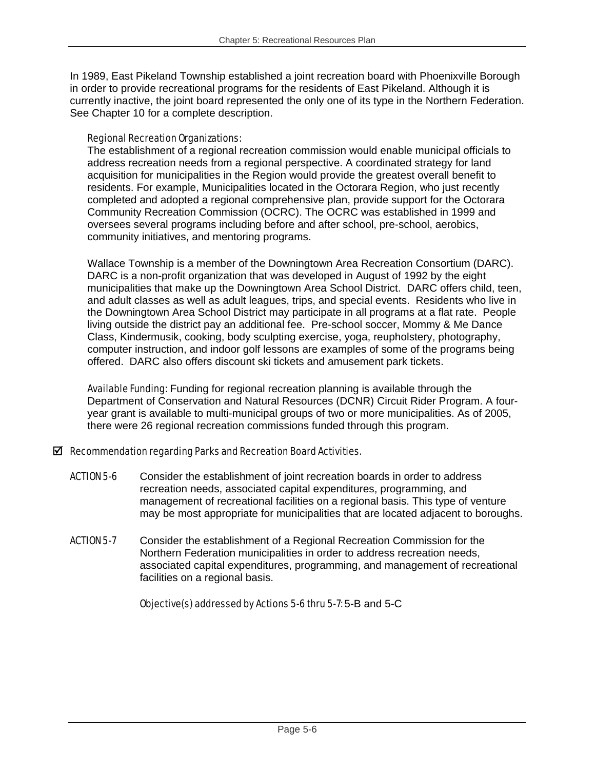In 1989, East Pikeland Township established a joint recreation board with Phoenixville Borough in order to provide recreational programs for the residents of East Pikeland. Although it is currently inactive, the joint board represented the only one of its type in the Northern Federation. See Chapter 10 for a complete description.

*Regional Recreation Organizations:*
The establishment of a regional recreation commission would enable municipal officials to address recreation needs from a regional perspective. A coordinated strategy for land acquisition for municipalities in the Region would provide the greatest overall benefit to residents. For example, Municipalities located in the Octorara Region, who just recently completed and adopted a regional comprehensive plan, provide support for the Octorara Community Recreation Commission (OCRC). The OCRC was established in 1999 and oversees several programs including before and after school, pre-school, aerobics, community initiatives, and mentoring programs.

Wallace Township is a member of the Downingtown Area Recreation Consortium (DARC). DARC is a non-profit organization that was developed in August of 1992 by the eight municipalities that make up the Downingtown Area School District. DARC offers child, teen, and adult classes as well as adult leagues, trips, and special events. Residents who live in the Downingtown Area School District may participate in all programs at a flat rate. People living outside the district pay an additional fee. Pre-school soccer, Mommy & Me Dance Class, Kindermusik, cooking, body sculpting exercise, yoga, reupholstery, photography, computer instruction, and indoor golf lessons are examples of some of the programs being offered. DARC also offers discount ski tickets and amusement park tickets.

*Available Funding:* Funding for regional recreation planning is available through the Department of Conservation and Natural Resources (DCNR) Circuit Rider Program. A four-year grant is available to multi-municipal groups of two or more municipalities. As of 2005, there were 26 regional recreation commissions funded through this program.

☑ *Recommendation regarding Parks and Recreation Board Activities.*

ACTION 5-6 Consider the establishment of joint recreation boards in order to address recreation needs, associated capital expenditures, programming, and management of recreational facilities on a regional basis. This type of venture may be most appropriate for municipalities that are located adjacent to boroughs.

ACTION 5-7 Consider the establishment of a Regional Recreation Commission for the Northern Federation municipalities in order to address recreation needs, associated capital expenditures, programming, and management of recreational facilities on a regional basis.

*Objective(s) addressed by Actions 5-6 thru 5-7:* 5-B and 5-C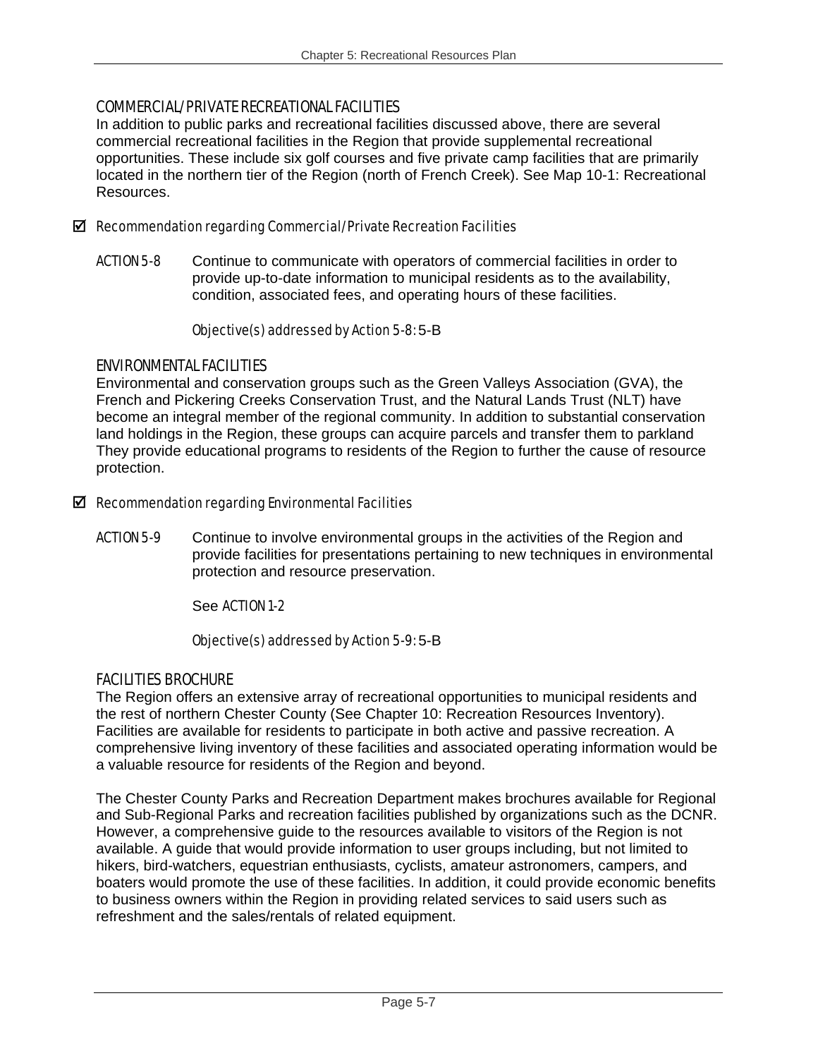### COMMERCIAL/PRIVATE RECREATIONAL FACILITIES

In addition to public parks and recreational facilities discussed above, there are several commercial recreational facilities in the Region that provide supplemental recreational opportunities. These include six golf courses and five private camp facilities that are primarily located in the northern tier of the Region (north of French Creek). See Map 10-1: Recreational Resources.

☑ *Recommendation regarding Commercial/Private Recreation Facilities*

ACTION 5-8 Continue to communicate with operators of commercial facilities in order to provide up-to-date information to municipal residents as to the availability, condition, associated fees, and operating hours of these facilities.

*Objective(s) addressed by Action 5-8:* 5-B

### ENVIRONMENTAL FACILITIES

Environmental and conservation groups such as the Green Valleys Association (GVA), the French and Pickering Creeks Conservation Trust, and the Natural Lands Trust (NLT) have become an integral member of the regional community. In addition to substantial conservation land holdings in the Region, these groups can acquire parcels and transfer them to parkland They provide educational programs to residents of the Region to further the cause of resource protection.

☑ *Recommendation regarding Environmental Facilities*

ACTION 5-9 Continue to involve environmental groups in the activities of the Region and provide facilities for presentations pertaining to new techniques in environmental protection and resource preservation.

See ACTION 1-2

*Objective(s) addressed by Action 5-9:* 5-B

### FACILITIES BROCHURE

The Region offers an extensive array of recreational opportunities to municipal residents and the rest of northern Chester County (See Chapter 10: Recreation Resources Inventory). Facilities are available for residents to participate in both active and passive recreation. A comprehensive living inventory of these facilities and associated operating information would be a valuable resource for residents of the Region and beyond.

The Chester County Parks and Recreation Department makes brochures available for Regional and Sub-Regional Parks and recreation facilities published by organizations such as the DCNR. However, a comprehensive guide to the resources available to visitors of the Region is not available. A guide that would provide information to user groups including, but not limited to hikers, bird-watchers, equestrian enthusiasts, cyclists, amateur astronomers, campers, and boaters would promote the use of these facilities. In addition, it could provide economic benefits to business owners within the Region in providing related services to said users such as refreshment and the sales/rentals of related equipment.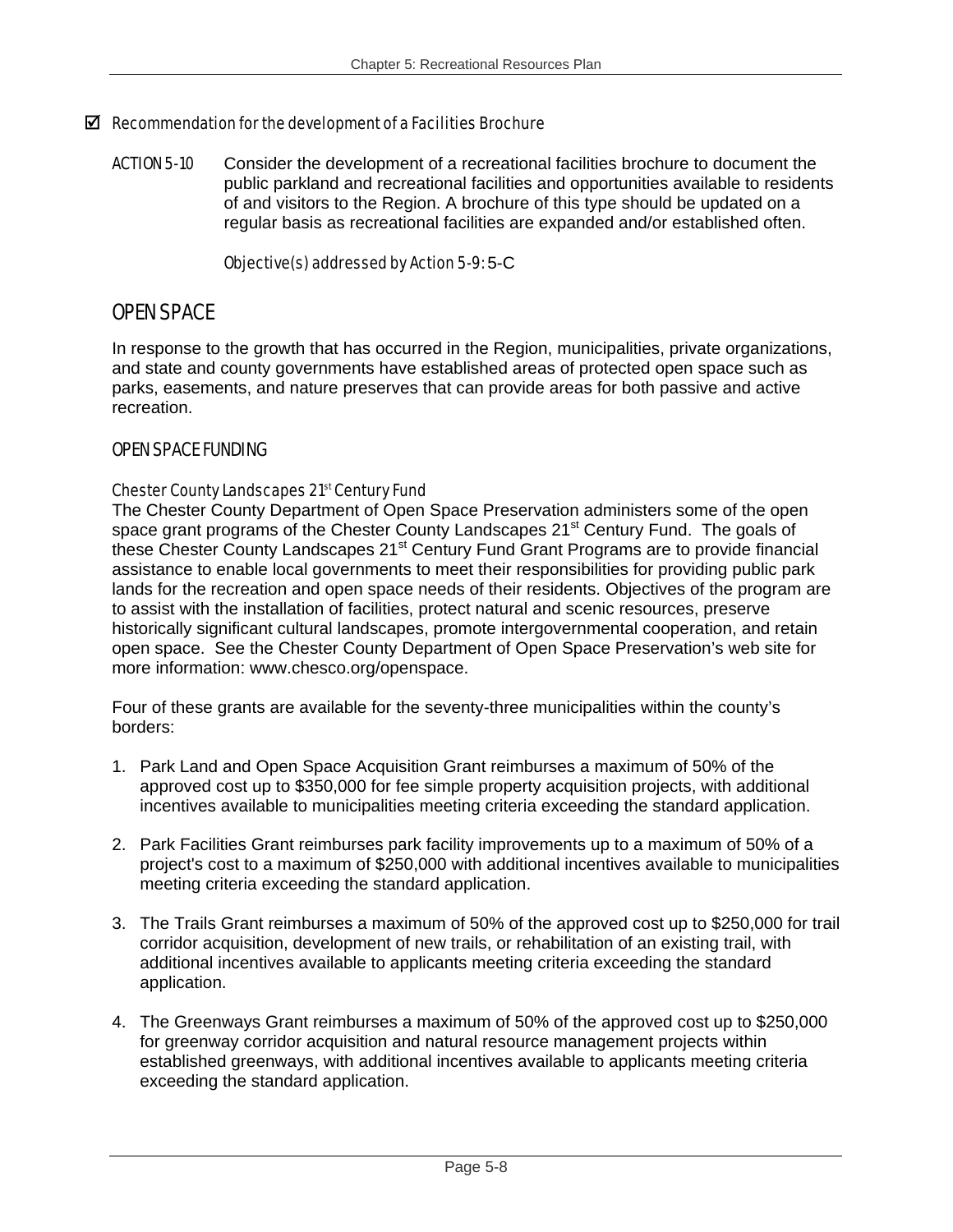- ☑ *Recommendation for the development of a Facilities Brochure*

ACTION 5-10 Consider the development of a recreational facilities brochure to document the public parkland and recreational facilities and opportunities available to residents of and visitors to the Region. A brochure of this type should be updated on a regular basis as recreational facilities are expanded and/or established often.

*Objective(s) addressed by Action 5-9:* 5-C

## OPEN SPACE

In response to the growth that has occurred in the Region, municipalities, private organizations, and state and county governments have established areas of protected open space such as parks, easements, and nature preserves that can provide areas for both passive and active recreation.

### OPEN SPACE FUNDING

#### *Chester County Landscapes 21st Century Fund*

The Chester County Department of Open Space Preservation administers some of the open space grant programs of the Chester County Landscapes 21st Century Fund. The goals of these Chester County Landscapes 21st Century Fund Grant Programs are to provide financial assistance to enable local governments to meet their responsibilities for providing public park lands for the recreation and open space needs of their residents. Objectives of the program are to assist with the installation of facilities, protect natural and scenic resources, preserve historically significant cultural landscapes, promote intergovernmental cooperation, and retain open space. See the Chester County Department of Open Space Preservation's web site for more information: www.chesco.org/openspace.

Four of these grants are available for the seventy-three municipalities within the county's borders:

1. Park Land and Open Space Acquisition Grant reimburses a maximum of 50% of the approved cost up to $350,000 for fee simple property acquisition projects, with additional incentives available to municipalities meeting criteria exceeding the standard application.

2. Park Facilities Grant reimburses park facility improvements up to a maximum of 50% of a project's cost to a maximum of $250,000 with additional incentives available to municipalities meeting criteria exceeding the standard application.

3. The Trails Grant reimburses a maximum of 50% of the approved cost up to $250,000 for trail corridor acquisition, development of new trails, or rehabilitation of an existing trail, with additional incentives available to applicants meeting criteria exceeding the standard application.

4. The Greenways Grant reimburses a maximum of 50% of the approved cost up to $250,000 for greenway corridor acquisition and natural resource management projects within established greenways, with additional incentives available to applicants meeting criteria exceeding the standard application.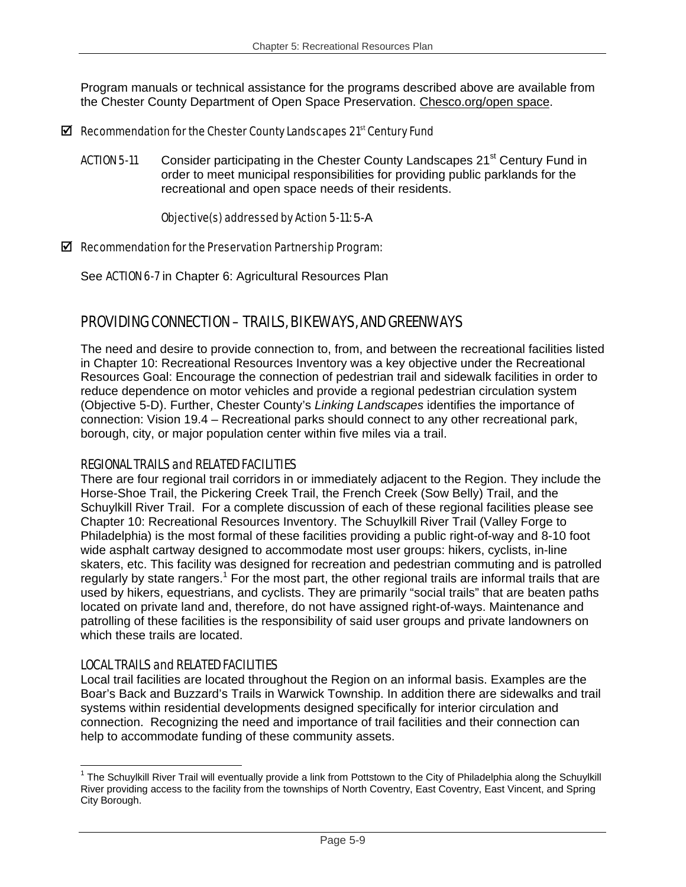Program manuals or technical assistance for the programs described above are available from the Chester County Department of Open Space Preservation. Chesco.org/open space.

☑ *Recommendation for the Chester County Landscapes 21st Century Fund*

ACTION 5-11 Consider participating in the Chester County Landscapes 21st Century Fund in order to meet municipal responsibilities for providing public parklands for the recreational and open space needs of their residents.

*Objective(s) addressed by Action 5-11:* 5-A

☑ *Recommendation for the Preservation Partnership Program:*

See ACTION 6-7 in Chapter 6: Agricultural Resources Plan

## PROVIDING CONNECTION – TRAILS, BIKEWAYS, AND GREENWAYS

The need and desire to provide connection to, from, and between the recreational facilities listed in Chapter 10: Recreational Resources Inventory was a key objective under the Recreational Resources Goal: Encourage the connection of pedestrian trail and sidewalk facilities in order to reduce dependence on motor vehicles and provide a regional pedestrian circulation system (Objective 5-D). Further, Chester County's *Linking Landscapes* identifies the importance of connection: Vision 19.4 – Recreational parks should connect to any other recreational park, borough, city, or major population center within five miles via a trail.

### REGIONAL TRAILS and RELATED FACILITIES

There are four regional trail corridors in or immediately adjacent to the Region. They include the Horse-Shoe Trail, the Pickering Creek Trail, the French Creek (Sow Belly) Trail, and the Schuylkill River Trail. For a complete discussion of each of these regional facilities please see Chapter 10: Recreational Resources Inventory. The Schuylkill River Trail (Valley Forge to Philadelphia) is the most formal of these facilities providing a public right-of-way and 8-10 foot wide asphalt cartway designed to accommodate most user groups: hikers, cyclists, in-line skaters, etc. This facility was designed for recreation and pedestrian commuting and is patrolled regularly by state rangers.[1] For the most part, the other regional trails are informal trails that are used by hikers, equestrians, and cyclists. They are primarily "social trails" that are beaten paths located on private land and, therefore, do not have assigned right-of-ways. Maintenance and patrolling of these facilities is the responsibility of said user groups and private landowners on which these trails are located.

### LOCAL TRAILS and RELATED FACILITIES

Local trail facilities are located throughout the Region on an informal basis. Examples are the Boar's Back and Buzzard's Trails in Warwick Township. In addition there are sidewalks and trail systems within residential developments designed specifically for interior circulation and connection. Recognizing the need and importance of trail facilities and their connection can help to accommodate funding of these community assets.

---

[1] The Schuylkill River Trail will eventually provide a link from Pottstown to the City of Philadelphia along the Schuylkill River providing access to the facility from the townships of North Coventry, East Coventry, East Vincent, and Spring City Borough.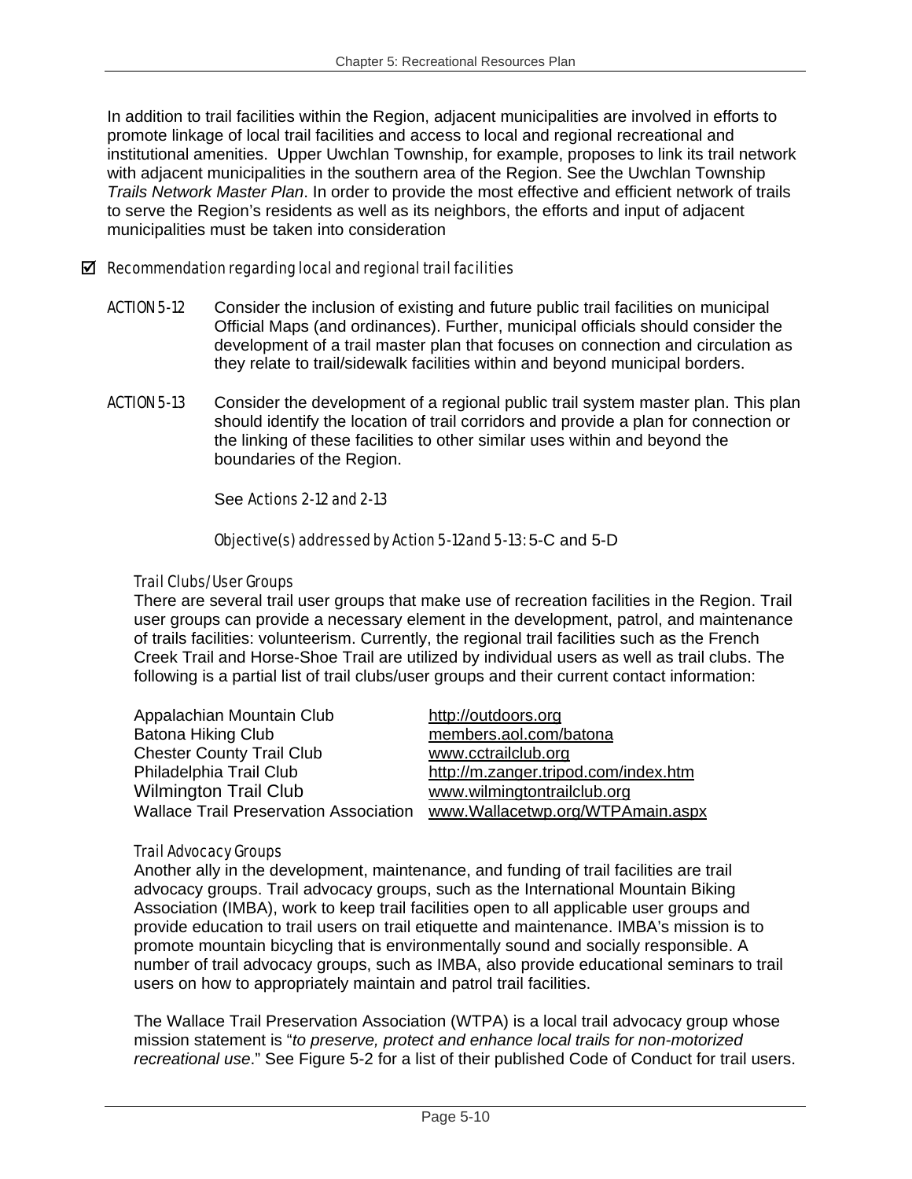In addition to trail facilities within the Region, adjacent municipalities are involved in efforts to promote linkage of local trail facilities and access to local and regional recreational and institutional amenities. Upper Uwchlan Township, for example, proposes to link its trail network with adjacent municipalities in the southern area of the Region. See the Uwchlan Township *Trails Network Master Plan*. In order to provide the most effective and efficient network of trails to serve the Region's residents as well as its neighbors, the efforts and input of adjacent municipalities must be taken into consideration

☑ *Recommendation regarding local and regional trail facilities*

ACTION 5-12 Consider the inclusion of existing and future public trail facilities on municipal Official Maps (and ordinances). Further, municipal officials should consider the development of a trail master plan that focuses on connection and circulation as they relate to trail/sidewalk facilities within and beyond municipal borders.

ACTION 5-13 Consider the development of a regional public trail system master plan. This plan should identify the location of trail corridors and provide a plan for connection or the linking of these facilities to other similar uses within and beyond the boundaries of the Region.

See *Actions 2-12 and 2-13*

*Objective(s) addressed by Action 5-12 and 5-13:* 5-C and 5-D

*Trail Clubs/User Groups*

There are several trail user groups that make use of recreation facilities in the Region. Trail user groups can provide a necessary element in the development, patrol, and maintenance of trails facilities: volunteerism. Currently, the regional trail facilities such as the French Creek Trail and Horse-Shoe Trail are utilized by individual users as well as trail clubs. The following is a partial list of trail clubs/user groups and their current contact information:

| | |
|---|---|
| Appalachian Mountain Club | http://outdoors.org |
| Batona Hiking Club | members.aol.com/batona |
| Chester County Trail Club | www.cctrailclub.org |
| Philadelphia Trail Club | http://m.zanger.tripod.com/index.htm |
| Wilmington Trail Club | www.wilmingtontrailclub.org |
| Wallace Trail Preservation Association | www.Wallacetwp.org/WTPAmain.aspx |

*Trail Advocacy Groups*

Another ally in the development, maintenance, and funding of trail facilities are trail advocacy groups. Trail advocacy groups, such as the International Mountain Biking Association (IMBA), work to keep trail facilities open to all applicable user groups and provide education to trail users on trail etiquette and maintenance. IMBA's mission is to promote mountain bicycling that is environmentally sound and socially responsible. A number of trail advocacy groups, such as IMBA, also provide educational seminars to trail users on how to appropriately maintain and patrol trail facilities.

The Wallace Trail Preservation Association (WTPA) is a local trail advocacy group whose mission statement is "*to preserve, protect and enhance local trails for non-motorized recreational use*." See Figure 5-2 for a list of their published Code of Conduct for trail users.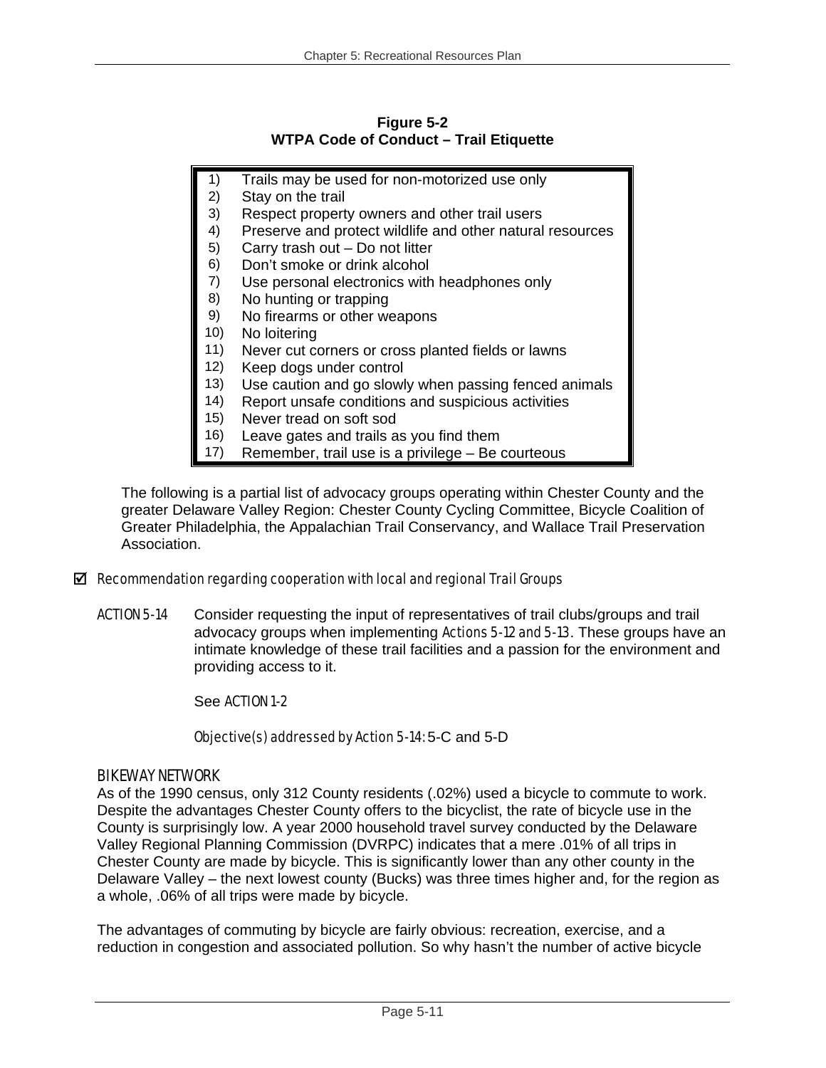**Figure 5-2**
**WTPA Code of Conduct – Trail Etiquette**

1) Trails may be used for non-motorized use only
2) Stay on the trail
3) Respect property owners and other trail users
4) Preserve and protect wildlife and other natural resources
5) Carry trash out – Do not litter
6) Don't smoke or drink alcohol
7) Use personal electronics with headphones only
8) No hunting or trapping
9) No firearms or other weapons
10) No loitering
11) Never cut corners or cross planted fields or lawns
12) Keep dogs under control
13) Use caution and go slowly when passing fenced animals
14) Report unsafe conditions and suspicious activities
15) Never tread on soft sod
16) Leave gates and trails as you find them
17) Remember, trail use is a privilege – Be courteous

The following is a partial list of advocacy groups operating within Chester County and the greater Delaware Valley Region: Chester County Cycling Committee, Bicycle Coalition of Greater Philadelphia, the Appalachian Trail Conservancy, and Wallace Trail Preservation Association.

☑ *Recommendation regarding cooperation with local and regional Trail Groups*

*ACTION 5-14* Consider requesting the input of representatives of trail clubs/groups and trail advocacy groups when implementing *Actions 5-12 and 5-13*. These groups have an intimate knowledge of these trail facilities and a passion for the environment and providing access to it.

See *ACTION 1-2*

*Objective(s) addressed by Action 5-14:* 5-C and 5-D

### BIKEWAY NETWORK

As of the 1990 census, only 312 County residents (.02%) used a bicycle to commute to work. Despite the advantages Chester County offers to the bicyclist, the rate of bicycle use in the County is surprisingly low. A year 2000 household travel survey conducted by the Delaware Valley Regional Planning Commission (DVRPC) indicates that a mere .01% of all trips in Chester County are made by bicycle. This is significantly lower than any other county in the Delaware Valley – the next lowest county (Bucks) was three times higher and, for the region as a whole, .06% of all trips were made by bicycle.

The advantages of commuting by bicycle are fairly obvious: recreation, exercise, and a reduction in congestion and associated pollution. So why hasn't the number of active bicycle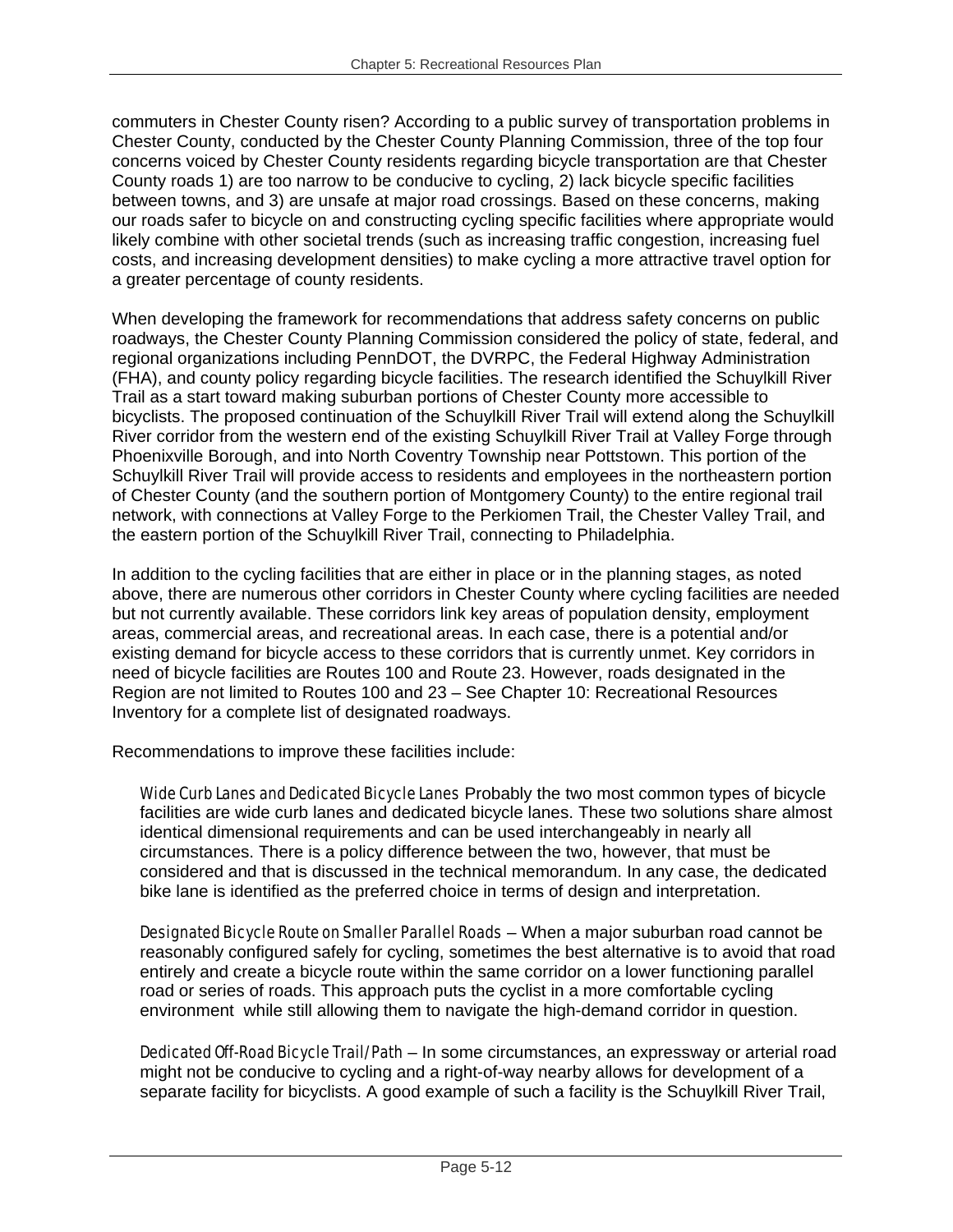commuters in Chester County risen? According to a public survey of transportation problems in Chester County, conducted by the Chester County Planning Commission, three of the top four concerns voiced by Chester County residents regarding bicycle transportation are that Chester County roads 1) are too narrow to be conducive to cycling, 2) lack bicycle specific facilities between towns, and 3) are unsafe at major road crossings. Based on these concerns, making our roads safer to bicycle on and constructing cycling specific facilities where appropriate would likely combine with other societal trends (such as increasing traffic congestion, increasing fuel costs, and increasing development densities) to make cycling a more attractive travel option for a greater percentage of county residents.

When developing the framework for recommendations that address safety concerns on public roadways, the Chester County Planning Commission considered the policy of state, federal, and regional organizations including PennDOT, the DVRPC, the Federal Highway Administration (FHA), and county policy regarding bicycle facilities. The research identified the Schuylkill River Trail as a start toward making suburban portions of Chester County more accessible to bicyclists. The proposed continuation of the Schuylkill River Trail will extend along the Schuylkill River corridor from the western end of the existing Schuylkill River Trail at Valley Forge through Phoenixville Borough, and into North Coventry Township near Pottstown. This portion of the Schuylkill River Trail will provide access to residents and employees in the northeastern portion of Chester County (and the southern portion of Montgomery County) to the entire regional trail network, with connections at Valley Forge to the Perkiomen Trail, the Chester Valley Trail, and the eastern portion of the Schuylkill River Trail, connecting to Philadelphia.

In addition to the cycling facilities that are either in place or in the planning stages, as noted above, there are numerous other corridors in Chester County where cycling facilities are needed but not currently available. These corridors link key areas of population density, employment areas, commercial areas, and recreational areas. In each case, there is a potential and/or existing demand for bicycle access to these corridors that is currently unmet. Key corridors in need of bicycle facilities are Routes 100 and Route 23. However, roads designated in the Region are not limited to Routes 100 and 23 – See Chapter 10: Recreational Resources Inventory for a complete list of designated roadways.

Recommendations to improve these facilities include:

*Wide Curb Lanes and Dedicated Bicycle Lanes* Probably the two most common types of bicycle facilities are wide curb lanes and dedicated bicycle lanes. These two solutions share almost identical dimensional requirements and can be used interchangeably in nearly all circumstances. There is a policy difference between the two, however, that must be considered and that is discussed in the technical memorandum. In any case, the dedicated bike lane is identified as the preferred choice in terms of design and interpretation.

*Designated Bicycle Route on Smaller Parallel Roads* – When a major suburban road cannot be reasonably configured safely for cycling, sometimes the best alternative is to avoid that road entirely and create a bicycle route within the same corridor on a lower functioning parallel road or series of roads. This approach puts the cyclist in a more comfortable cycling environment while still allowing them to navigate the high-demand corridor in question.

*Dedicated Off-Road Bicycle Trail/Path* – In some circumstances, an expressway or arterial road might not be conducive to cycling and a right-of-way nearby allows for development of a separate facility for bicyclists. A good example of such a facility is the Schuylkill River Trail,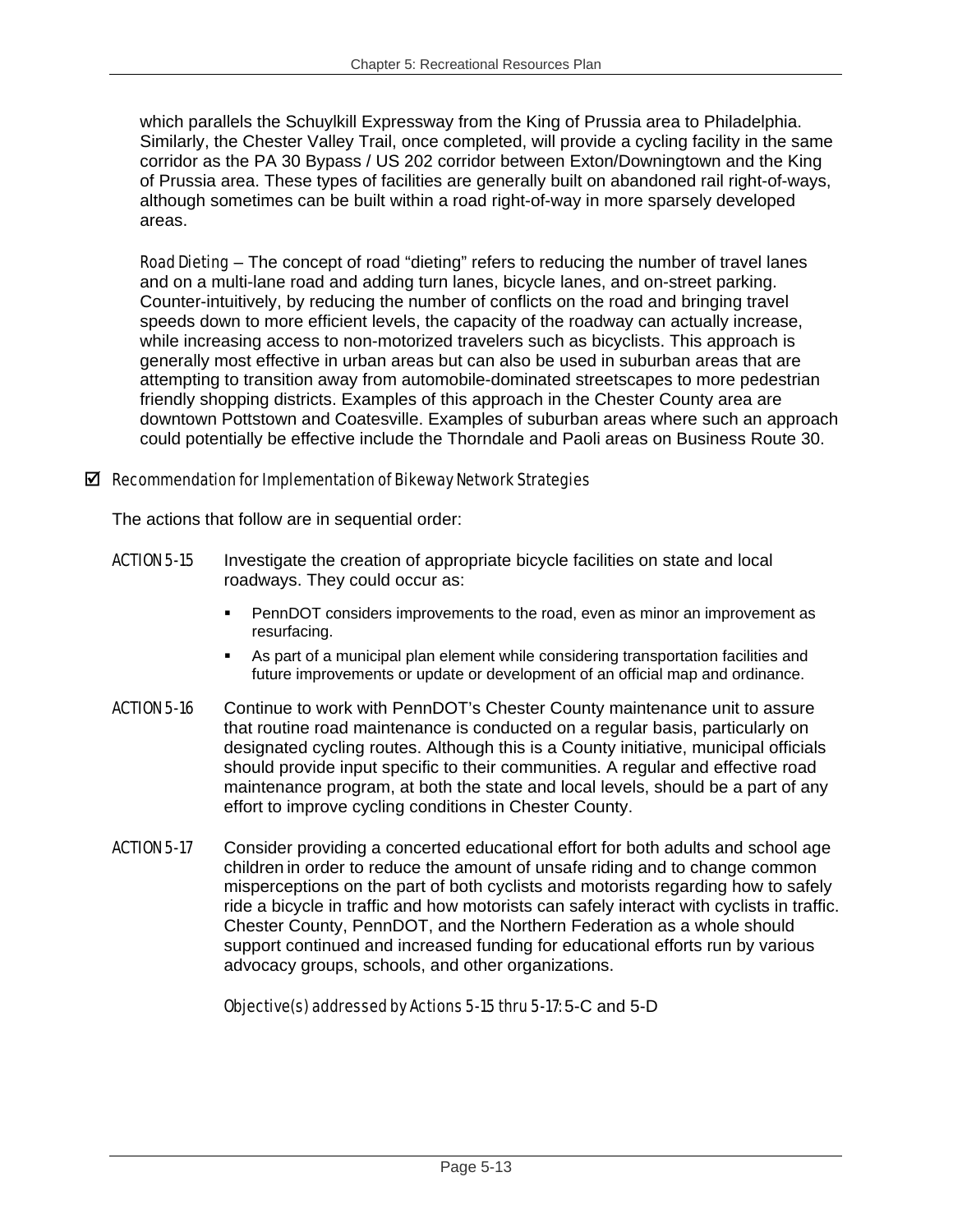which parallels the Schuylkill Expressway from the King of Prussia area to Philadelphia. Similarly, the Chester Valley Trail, once completed, will provide a cycling facility in the same corridor as the PA 30 Bypass / US 202 corridor between Exton/Downingtown and the King of Prussia area. These types of facilities are generally built on abandoned rail right-of-ways, although sometimes can be built within a road right-of-way in more sparsely developed areas.

*Road Dieting* – The concept of road "dieting" refers to reducing the number of travel lanes and on a multi-lane road and adding turn lanes, bicycle lanes, and on-street parking. Counter-intuitively, by reducing the number of conflicts on the road and bringing travel speeds down to more efficient levels, the capacity of the roadway can actually increase, while increasing access to non-motorized travelers such as bicyclists. This approach is generally most effective in urban areas but can also be used in suburban areas that are attempting to transition away from automobile-dominated streetscapes to more pedestrian friendly shopping districts. Examples of this approach in the Chester County area are downtown Pottstown and Coatesville. Examples of suburban areas where such an approach could potentially be effective include the Thorndale and Paoli areas on Business Route 30.

☑ *Recommendation for Implementation of Bikeway Network Strategies*

The actions that follow are in sequential order:

ACTION 5-15 Investigate the creation of appropriate bicycle facilities on state and local roadways. They could occur as:

- PennDOT considers improvements to the road, even as minor an improvement as resurfacing.
- As part of a municipal plan element while considering transportation facilities and future improvements or update or development of an official map and ordinance.

ACTION 5-16 Continue to work with PennDOT's Chester County maintenance unit to assure that routine road maintenance is conducted on a regular basis, particularly on designated cycling routes. Although this is a County initiative, municipal officials should provide input specific to their communities. A regular and effective road maintenance program, at both the state and local levels, should be a part of any effort to improve cycling conditions in Chester County.

ACTION 5-17 Consider providing a concerted educational effort for both adults and school age children in order to reduce the amount of unsafe riding and to change common misperceptions on the part of both cyclists and motorists regarding how to safely ride a bicycle in traffic and how motorists can safely interact with cyclists in traffic. Chester County, PennDOT, and the Northern Federation as a whole should support continued and increased funding for educational efforts run by various advocacy groups, schools, and other organizations.

*Objective(s) addressed by Actions 5-15 thru 5-17:* 5-C and 5-D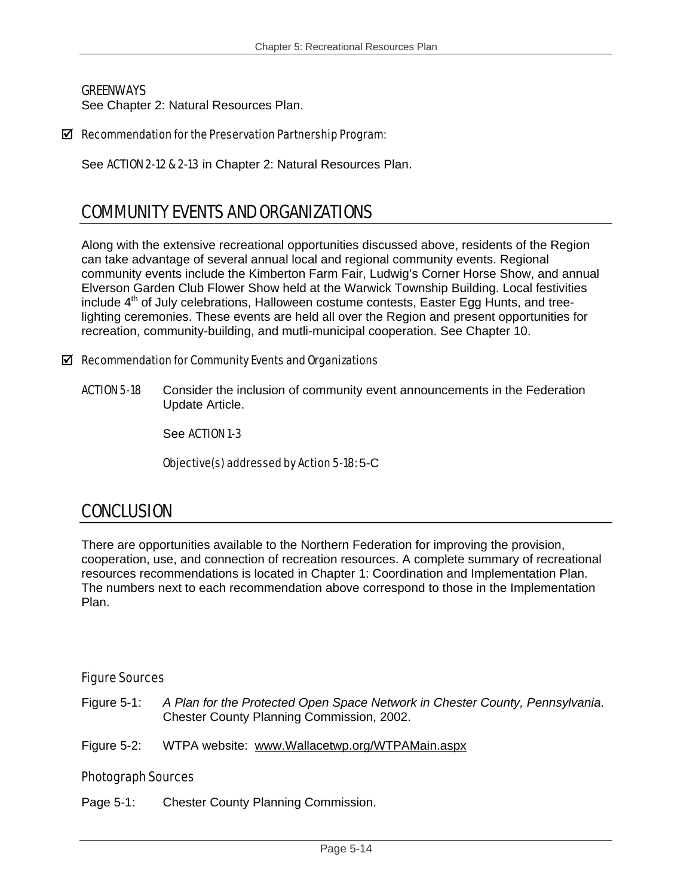### GREENWAYS

See Chapter 2: Natural Resources Plan.

☑ *Recommendation for the Preservation Partnership Program:*

See ACTION 2-12 & 2-13 in Chapter 2: Natural Resources Plan.

## COMMUNITY EVENTS AND ORGANIZATIONS

Along with the extensive recreational opportunities discussed above, residents of the Region can take advantage of several annual local and regional community events. Regional community events include the Kimberton Farm Fair, Ludwig's Corner Horse Show, and annual Elverson Garden Club Flower Show held at the Warwick Township Building. Local festivities include 4th of July celebrations, Halloween costume contests, Easter Egg Hunts, and tree-lighting ceremonies. These events are held all over the Region and present opportunities for recreation, community-building, and mutli-municipal cooperation. See Chapter 10.

☑ *Recommendation for Community Events and Organizations*

ACTION 5-18 Consider the inclusion of community event announcements in the Federation Update Article.

See ACTION 1-3

*Objective(s) addressed by Action 5-18:* 5-C

## CONCLUSION

There are opportunities available to the Northern Federation for improving the provision, cooperation, use, and connection of recreation resources. A complete summary of recreational resources recommendations is located in Chapter 1: Coordination and Implementation Plan. The numbers next to each recommendation above correspond to those in the Implementation Plan.

### Figure Sources

Figure 5-1: *A Plan for the Protected Open Space Network in Chester County, Pennsylvania*. Chester County Planning Commission, 2002.

Figure 5-2: WTPA website: www.Wallacetwp.org/WTPAMain.aspx

### Photograph Sources

Page 5-1: Chester County Planning Commission.